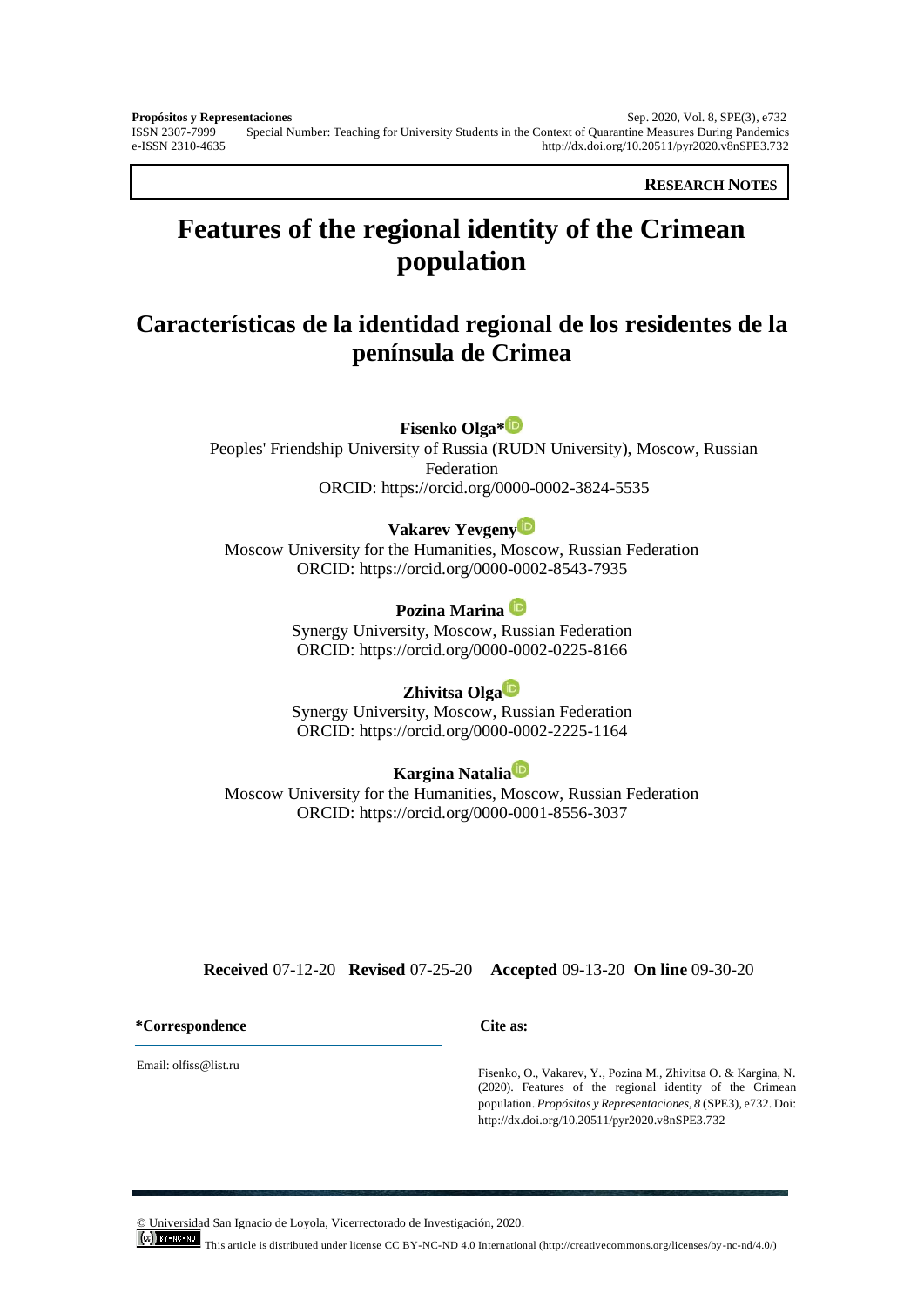**RESEARCH NOTES**

# Features of the regional identity of the Crimean population

# Características de la identidad regional de los residentes de la península de Crimea

**Fisenko Olga***
Peoples' Friendship University of Russia (RUDN University), Moscow, Russian Federation
ORCID: https://orcid.org/0000-0002-3824-5535

**Vakarev Yevgeny**
Moscow University for the Humanities, Moscow, Russian Federation
ORCID: https://orcid.org/0000-0002-8543-7935

**Pozina Marina**
Synergy University, Moscow, Russian Federation
ORCID: https://orcid.org/0000-0002-0225-8166

**Zhivitsa Olga**
Synergy University, Moscow, Russian Federation
ORCID: https://orcid.org/0000-0002-2225-1164

**Kargina Natalia**
Moscow University for the Humanities, Moscow, Russian Federation
ORCID: https://orcid.org/0000-0001-8556-3037

**Received** 07-12-20 **Revised** 07-25-20 **Accepted** 09-13-20 **On line** 09-30-20

**\*Correspondence**

Email: olfiss@list.ru

**Cite as:**

Fisenko, O., Vakarev, Y., Pozina M., Zhivitsa O. & Kargina, N. (2020). Features of the regional identity of the Crimean population. *Propósitos y Representaciones, 8* (SPE3), e732. Doi: http://dx.doi.org/10.20511/pyr2020.v8nSPE3.732

© Universidad San Ignacio de Loyola, Vicerrectorado de Investigación, 2020.
This article is distributed under license CC BY-NC-ND 4.0 International (http://creativecommons.org/licenses/by-nc-nd/4.0/)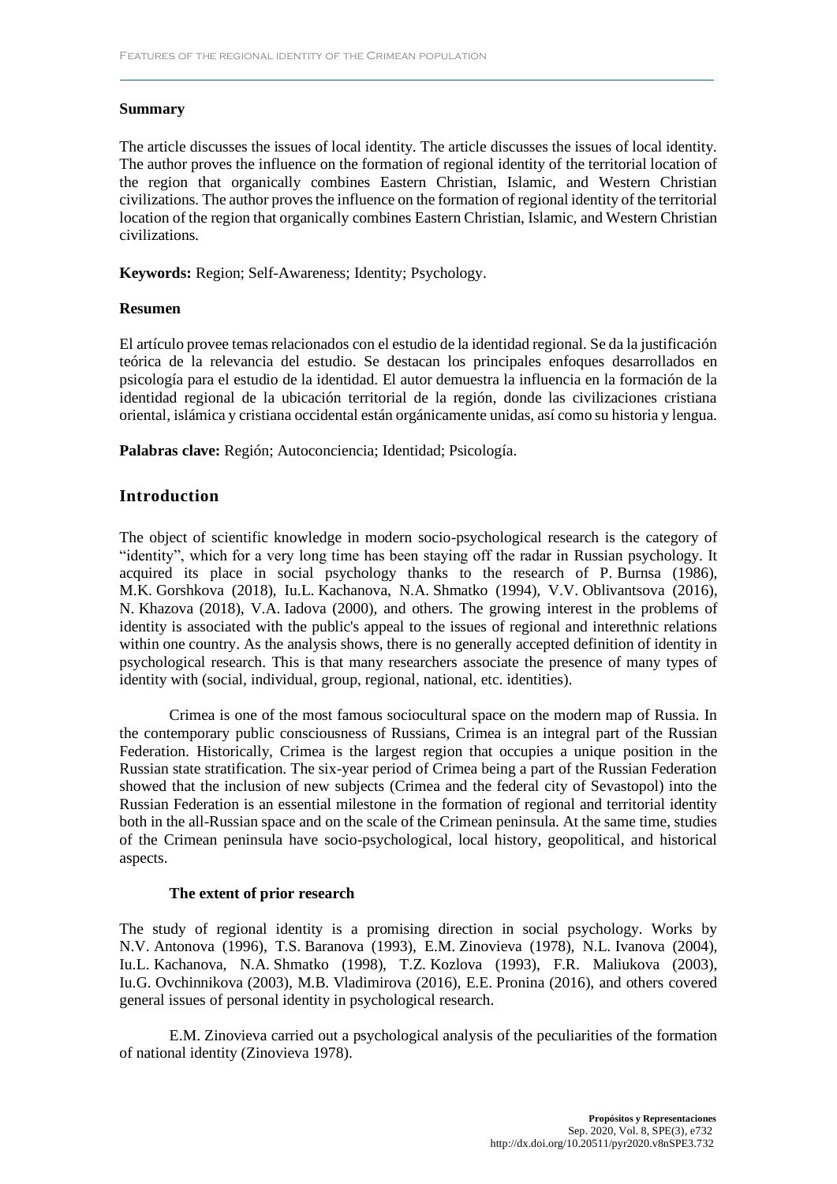### Summary

The article discusses the issues of local identity. The article discusses the issues of local identity. The author proves the influence on the formation of regional identity of the territorial location of the region that organically combines Eastern Christian, Islamic, and Western Christian civilizations. The author proves the influence on the formation of regional identity of the territorial location of the region that organically combines Eastern Christian, Islamic, and Western Christian civilizations.

**Keywords:** Region; Self-Awareness; Identity; Psychology.

### Resumen

El artículo provee temas relacionados con el estudio de la identidad regional. Se da la justificación teórica de la relevancia del estudio. Se destacan los principales enfoques desarrollados en psicología para el estudio de la identidad. El autor demuestra la influencia en la formación de la identidad regional de la ubicación territorial de la región, donde las civilizaciones cristiana oriental, islámica y cristiana occidental están orgánicamente unidas, así como su historia y lengua.

**Palabras clave:** Región; Autoconciencia; Identidad; Psicología.

## Introduction

The object of scientific knowledge in modern socio-psychological research is the category of "identity", which for a very long time has been staying off the radar in Russian psychology. It acquired its place in social psychology thanks to the research of P. Burnsa (1986), M.K. Gorshkova (2018), Iu.L. Kachanova, N.A. Shmatko (1994), V.V. Oblivantsova (2016), N. Khazova (2018), V.A. Iadova (2000), and others. The growing interest in the problems of identity is associated with the public's appeal to the issues of regional and interethnic relations within one country. As the analysis shows, there is no generally accepted definition of identity in psychological research. This is that many researchers associate the presence of many types of identity with (social, individual, group, regional, national, etc. identities).

Crimea is one of the most famous sociocultural space on the modern map of Russia. In the contemporary public consciousness of Russians, Crimea is an integral part of the Russian Federation. Historically, Crimea is the largest region that occupies a unique position in the Russian state stratification. The six-year period of Crimea being a part of the Russian Federation showed that the inclusion of new subjects (Crimea and the federal city of Sevastopol) into the Russian Federation is an essential milestone in the formation of regional and territorial identity both in the all-Russian space and on the scale of the Crimean peninsula. At the same time, studies of the Crimean peninsula have socio-psychological, local history, geopolitical, and historical aspects.

### The extent of prior research

The study of regional identity is a promising direction in social psychology. Works by N.V. Antonova (1996), T.S. Baranova (1993), E.M. Zinovieva (1978), N.L. Ivanova (2004), Iu.L. Kachanova, N.A. Shmatko (1998), T.Z. Kozlova (1993), F.R. Maliukova (2003), Iu.G. Ovchinnikova (2003), M.B. Vladimirova (2016), E.E. Pronina (2016), and others covered general issues of personal identity in psychological research.

E.M. Zinovieva carried out a psychological analysis of the peculiarities of the formation of national identity (Zinovieva 1978).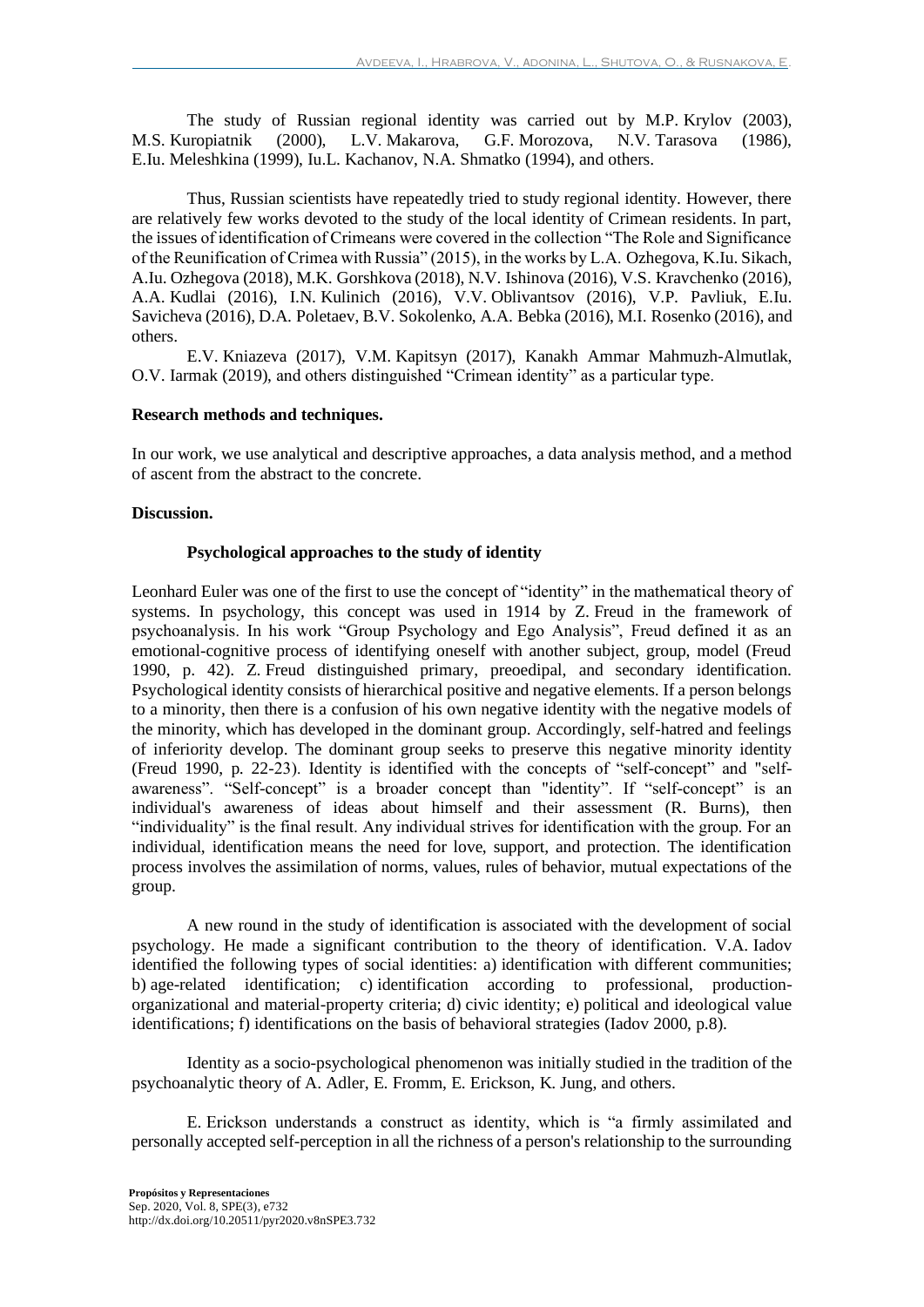The study of Russian regional identity was carried out by M.P. Krylov (2003), M.S. Kuropiatnik (2000), L.V. Makarova, G.F. Morozova, N.V. Tarasova (1986), E.Iu. Meleshkina (1999), Iu.L. Kachanov, N.A. Shmatko (1994), and others.

Thus, Russian scientists have repeatedly tried to study regional identity. However, there are relatively few works devoted to the study of the local identity of Crimean residents. In part, the issues of identification of Crimeans were covered in the collection "The Role and Significance of the Reunification of Crimea with Russia" (2015), in the works by L.A. Ozhegova, K.Iu. Sikach, A.Iu. Ozhegova (2018), M.K. Gorshkova (2018), N.V. Ishinova (2016), V.S. Kravchenko (2016), A.A. Kudlai (2016), I.N. Kulinich (2016), V.V. Oblivantsov (2016), V.P. Pavliuk, E.Iu. Savicheva (2016), D.A. Poletaev, B.V. Sokolenko, A.A. Bebka (2016), M.I. Rosenko (2016), and others.

E.V. Kniazeva (2017), V.M. Kapitsyn (2017), Kanakh Ammar Mahmuzh-Almutlak, O.V. Iarmak (2019), and others distinguished "Crimean identity" as a particular type.

**Research methods and techniques.**

In our work, we use analytical and descriptive approaches, a data analysis method, and a method of ascent from the abstract to the concrete.

**Discussion.**

**Psychological approaches to the study of identity**

Leonhard Euler was one of the first to use the concept of "identity" in the mathematical theory of systems. In psychology, this concept was used in 1914 by Z. Freud in the framework of psychoanalysis. In his work "Group Psychology and Ego Analysis", Freud defined it as an emotional-cognitive process of identifying oneself with another subject, group, model (Freud 1990, p. 42). Z. Freud distinguished primary, preoedipal, and secondary identification. Psychological identity consists of hierarchical positive and negative elements. If a person belongs to a minority, then there is a confusion of his own negative identity with the negative models of the minority, which has developed in the dominant group. Accordingly, self-hatred and feelings of inferiority develop. The dominant group seeks to preserve this negative minority identity (Freud 1990, p. 22-23). Identity is identified with the concepts of "self-concept" and "self-awareness". "Self-concept" is a broader concept than "identity". If "self-concept" is an individual's awareness of ideas about himself and their assessment (R. Burns), then "individuality" is the final result. Any individual strives for identification with the group. For an individual, identification means the need for love, support, and protection. The identification process involves the assimilation of norms, values, rules of behavior, mutual expectations of the group.

A new round in the study of identification is associated with the development of social psychology. He made a significant contribution to the theory of identification. V.A. Iadov identified the following types of social identities: a) identification with different communities; b) age-related identification; c) identification according to professional, production-organizational and material-property criteria; d) civic identity; e) political and ideological value identifications; f) identifications on the basis of behavioral strategies (Iadov 2000, p.8).

Identity as a socio-psychological phenomenon was initially studied in the tradition of the psychoanalytic theory of A. Adler, E. Fromm, E. Erickson, K. Jung, and others.

E. Erickson understands a construct as identity, which is "a firmly assimilated and personally accepted self-perception in all the richness of a person's relationship to the surrounding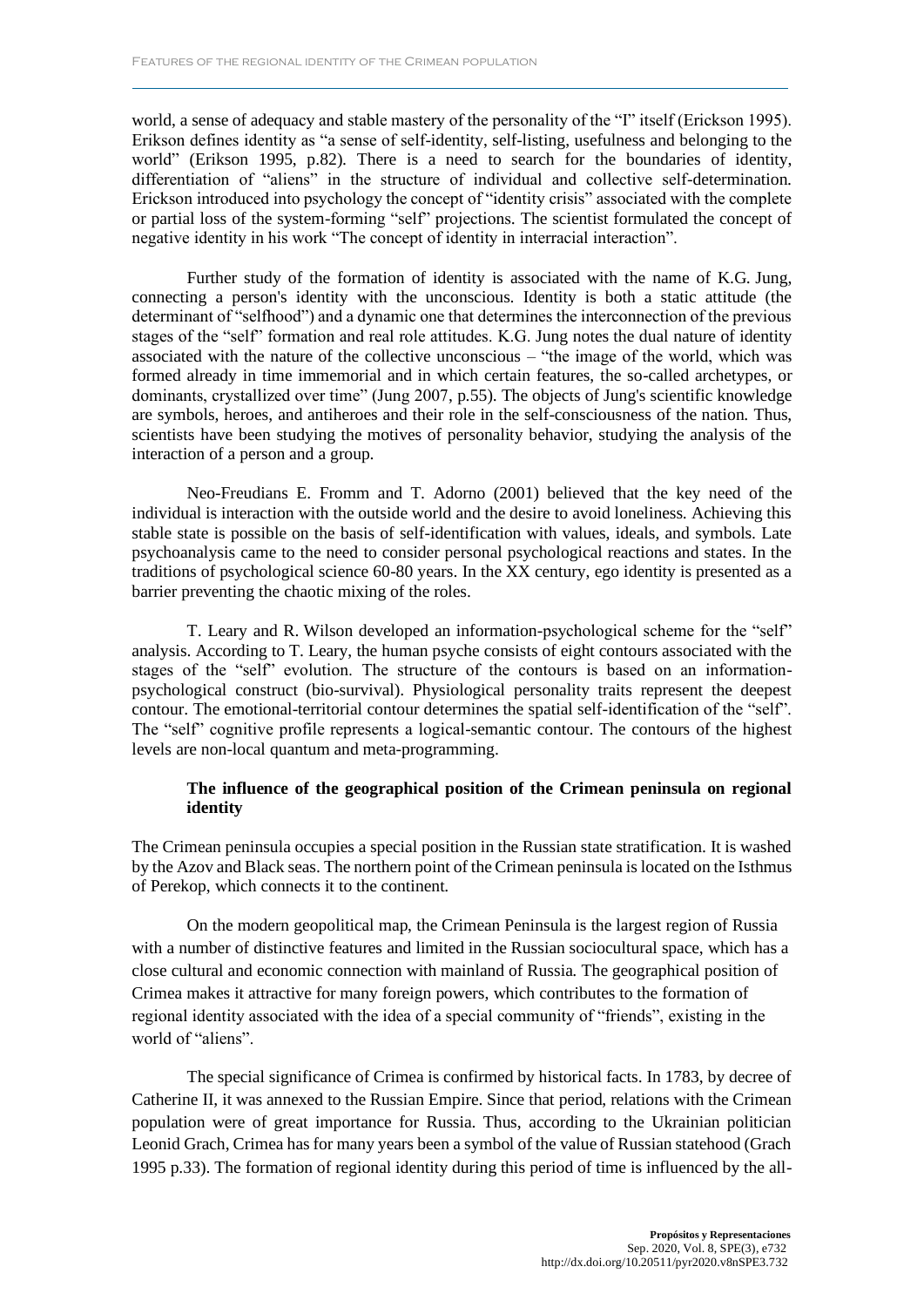world, a sense of adequacy and stable mastery of the personality of the "I" itself (Erickson 1995). Erikson defines identity as "a sense of self-identity, self-listing, usefulness and belonging to the world" (Erikson 1995, p.82). There is a need to search for the boundaries of identity, differentiation of "aliens" in the structure of individual and collective self-determination. Erickson introduced into psychology the concept of "identity crisis" associated with the complete or partial loss of the system-forming "self" projections. The scientist formulated the concept of negative identity in his work "The concept of identity in interracial interaction".

Further study of the formation of identity is associated with the name of K.G. Jung, connecting a person's identity with the unconscious. Identity is both a static attitude (the determinant of "selfhood") and a dynamic one that determines the interconnection of the previous stages of the "self" formation and real role attitudes. K.G. Jung notes the dual nature of identity associated with the nature of the collective unconscious – "the image of the world, which was formed already in time immemorial and in which certain features, the so-called archetypes, or dominants, crystallized over time" (Jung 2007, p.55). The objects of Jung's scientific knowledge are symbols, heroes, and antiheroes and their role in the self-consciousness of the nation. Thus, scientists have been studying the motives of personality behavior, studying the analysis of the interaction of a person and a group.

Neo-Freudians E. Fromm and T. Adorno (2001) believed that the key need of the individual is interaction with the outside world and the desire to avoid loneliness. Achieving this stable state is possible on the basis of self-identification with values, ideals, and symbols. Late psychoanalysis came to the need to consider personal psychological reactions and states. In the traditions of psychological science 60-80 years. In the XX century, ego identity is presented as a barrier preventing the chaotic mixing of the roles.

T. Leary and R. Wilson developed an information-psychological scheme for the "self" analysis. According to T. Leary, the human psyche consists of eight contours associated with the stages of the "self" evolution. The structure of the contours is based on an information-psychological construct (bio-survival). Physiological personality traits represent the deepest contour. The emotional-territorial contour determines the spatial self-identification of the "self". The "self" cognitive profile represents a logical-semantic contour. The contours of the highest levels are non-local quantum and meta-programming.

### The influence of the geographical position of the Crimean peninsula on regional identity

The Crimean peninsula occupies a special position in the Russian state stratification. It is washed by the Azov and Black seas. The northern point of the Crimean peninsula is located on the Isthmus of Perekop, which connects it to the continent.

On the modern geopolitical map, the Crimean Peninsula is the largest region of Russia with a number of distinctive features and limited in the Russian sociocultural space, which has a close cultural and economic connection with mainland of Russia. The geographical position of Crimea makes it attractive for many foreign powers, which contributes to the formation of regional identity associated with the idea of a special community of "friends", existing in the world of "aliens".

The special significance of Crimea is confirmed by historical facts. In 1783, by decree of Catherine II, it was annexed to the Russian Empire. Since that period, relations with the Crimean population were of great importance for Russia. Thus, according to the Ukrainian politician Leonid Grach, Crimea has for many years been a symbol of the value of Russian statehood (Grach 1995 p.33). The formation of regional identity during this period of time is influenced by the all-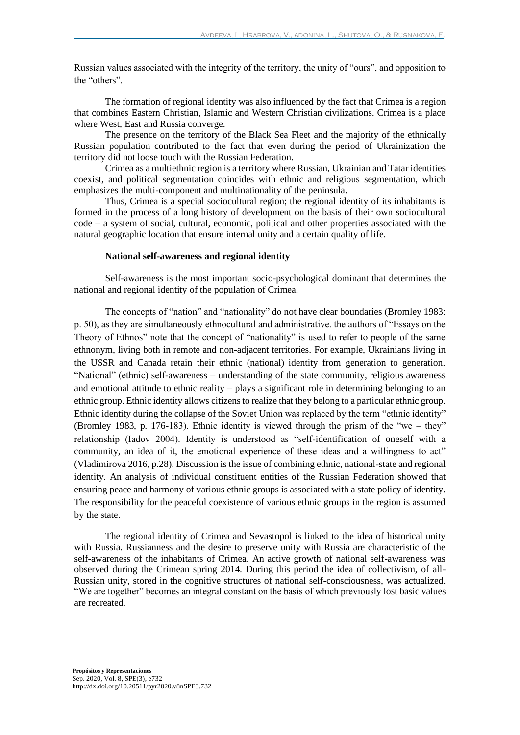Russian values associated with the integrity of the territory, the unity of "ours", and opposition to the "others".

The formation of regional identity was also influenced by the fact that Crimea is a region that combines Eastern Christian, Islamic and Western Christian civilizations. Crimea is a place where West, East and Russia converge.

The presence on the territory of the Black Sea Fleet and the majority of the ethnically Russian population contributed to the fact that even during the period of Ukrainization the territory did not loose touch with the Russian Federation.

Crimea as a multiethnic region is a territory where Russian, Ukrainian and Tatar identities coexist, and political segmentation coincides with ethnic and religious segmentation, which emphasizes the multi-component and multinationality of the peninsula.

Thus, Crimea is a special sociocultural region; the regional identity of its inhabitants is formed in the process of a long history of development on the basis of their own sociocultural code – a system of social, cultural, economic, political and other properties associated with the natural geographic location that ensure internal unity and a certain quality of life.

## National self-awareness and regional identity

Self-awareness is the most important socio-psychological dominant that determines the national and regional identity of the population of Crimea.

The concepts of "nation" and "nationality" do not have clear boundaries (Bromley 1983: p. 50), as they are simultaneously ethnocultural and administrative. the authors of "Essays on the Theory of Ethnos" note that the concept of "nationality" is used to refer to people of the same ethnonym, living both in remote and non-adjacent territories. For example, Ukrainians living in the USSR and Canada retain their ethnic (national) identity from generation to generation. "National" (ethnic) self-awareness – understanding of the state community, religious awareness and emotional attitude to ethnic reality – plays a significant role in determining belonging to an ethnic group. Ethnic identity allows citizens to realize that they belong to a particular ethnic group. Ethnic identity during the collapse of the Soviet Union was replaced by the term "ethnic identity" (Bromley 1983, p. 176-183). Ethnic identity is viewed through the prism of the "we – they" relationship (Iadov 2004). Identity is understood as "self-identification of oneself with a community, an idea of it, the emotional experience of these ideas and a willingness to act" (Vladimirova 2016, p.28). Discussion is the issue of combining ethnic, national-state and regional identity. An analysis of individual constituent entities of the Russian Federation showed that ensuring peace and harmony of various ethnic groups is associated with a state policy of identity. The responsibility for the peaceful coexistence of various ethnic groups in the region is assumed by the state.

The regional identity of Crimea and Sevastopol is linked to the idea of historical unity with Russia. Russianness and the desire to preserve unity with Russia are characteristic of the self-awareness of the inhabitants of Crimea. An active growth of national self-awareness was observed during the Crimean spring 2014. During this period the idea of collectivism, of all-Russian unity, stored in the cognitive structures of national self-consciousness, was actualized. "We are together" becomes an integral constant on the basis of which previously lost basic values are recreated.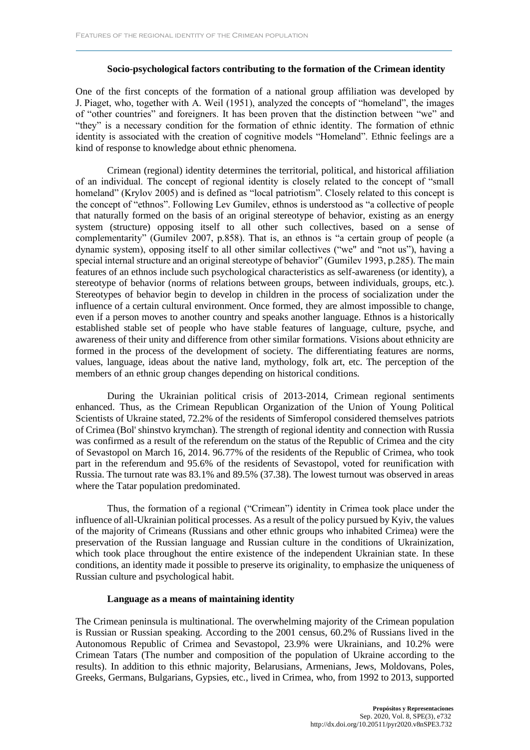### Socio-psychological factors contributing to the formation of the Crimean identity

One of the first concepts of the formation of a national group affiliation was developed by J. Piaget, who, together with A. Weil (1951), analyzed the concepts of "homeland", the images of "other countries" and foreigners. It has been proven that the distinction between "we" and "they" is a necessary condition for the formation of ethnic identity. The formation of ethnic identity is associated with the creation of cognitive models "Homeland". Ethnic feelings are a kind of response to knowledge about ethnic phenomena.

Crimean (regional) identity determines the territorial, political, and historical affiliation of an individual. The concept of regional identity is closely related to the concept of "small homeland" (Krylov 2005) and is defined as "local patriotism". Closely related to this concept is the concept of "ethnos". Following Lev Gumilev, ethnos is understood as "a collective of people that naturally formed on the basis of an original stereotype of behavior, existing as an energy system (structure) opposing itself to all other such collectives, based on a sense of complementarity" (Gumilev 2007, p.858). That is, an ethnos is "a certain group of people (a dynamic system), opposing itself to all other similar collectives ("we" and "not us"), having a special internal structure and an original stereotype of behavior" (Gumilev 1993, p.285). The main features of an ethnos include such psychological characteristics as self-awareness (or identity), a stereotype of behavior (norms of relations between groups, between individuals, groups, etc.). Stereotypes of behavior begin to develop in children in the process of socialization under the influence of a certain cultural environment. Once formed, they are almost impossible to change, even if a person moves to another country and speaks another language. Ethnos is a historically established stable set of people who have stable features of language, culture, psyche, and awareness of their unity and difference from other similar formations. Visions about ethnicity are formed in the process of the development of society. The differentiating features are norms, values, language, ideas about the native land, mythology, folk art, etc. The perception of the members of an ethnic group changes depending on historical conditions.

During the Ukrainian political crisis of 2013-2014, Crimean regional sentiments enhanced. Thus, as the Crimean Republican Organization of the Union of Young Political Scientists of Ukraine stated, 72.2% of the residents of Simferopol considered themselves patriots of Crimea (Bol' shinstvo krymchan). The strength of regional identity and connection with Russia was confirmed as a result of the referendum on the status of the Republic of Crimea and the city of Sevastopol on March 16, 2014. 96.77% of the residents of the Republic of Crimea, who took part in the referendum and 95.6% of the residents of Sevastopol, voted for reunification with Russia. The turnout rate was 83.1% and 89.5% (37.38). The lowest turnout was observed in areas where the Tatar population predominated.

Thus, the formation of a regional ("Crimean") identity in Crimea took place under the influence of all-Ukrainian political processes. As a result of the policy pursued by Kyiv, the values of the majority of Crimeans (Russians and other ethnic groups who inhabited Crimea) were the preservation of the Russian language and Russian culture in the conditions of Ukrainization, which took place throughout the entire existence of the independent Ukrainian state. In these conditions, an identity made it possible to preserve its originality, to emphasize the uniqueness of Russian culture and psychological habit.

### Language as a means of maintaining identity

The Crimean peninsula is multinational. The overwhelming majority of the Crimean population is Russian or Russian speaking. According to the 2001 census, 60.2% of Russians lived in the Autonomous Republic of Crimea and Sevastopol, 23.9% were Ukrainians, and 10.2% were Crimean Tatars (The number and composition of the population of Ukraine according to the results). In addition to this ethnic majority, Belarusians, Armenians, Jews, Moldovans, Poles, Greeks, Germans, Bulgarians, Gypsies, etc., lived in Crimea, who, from 1992 to 2013, supported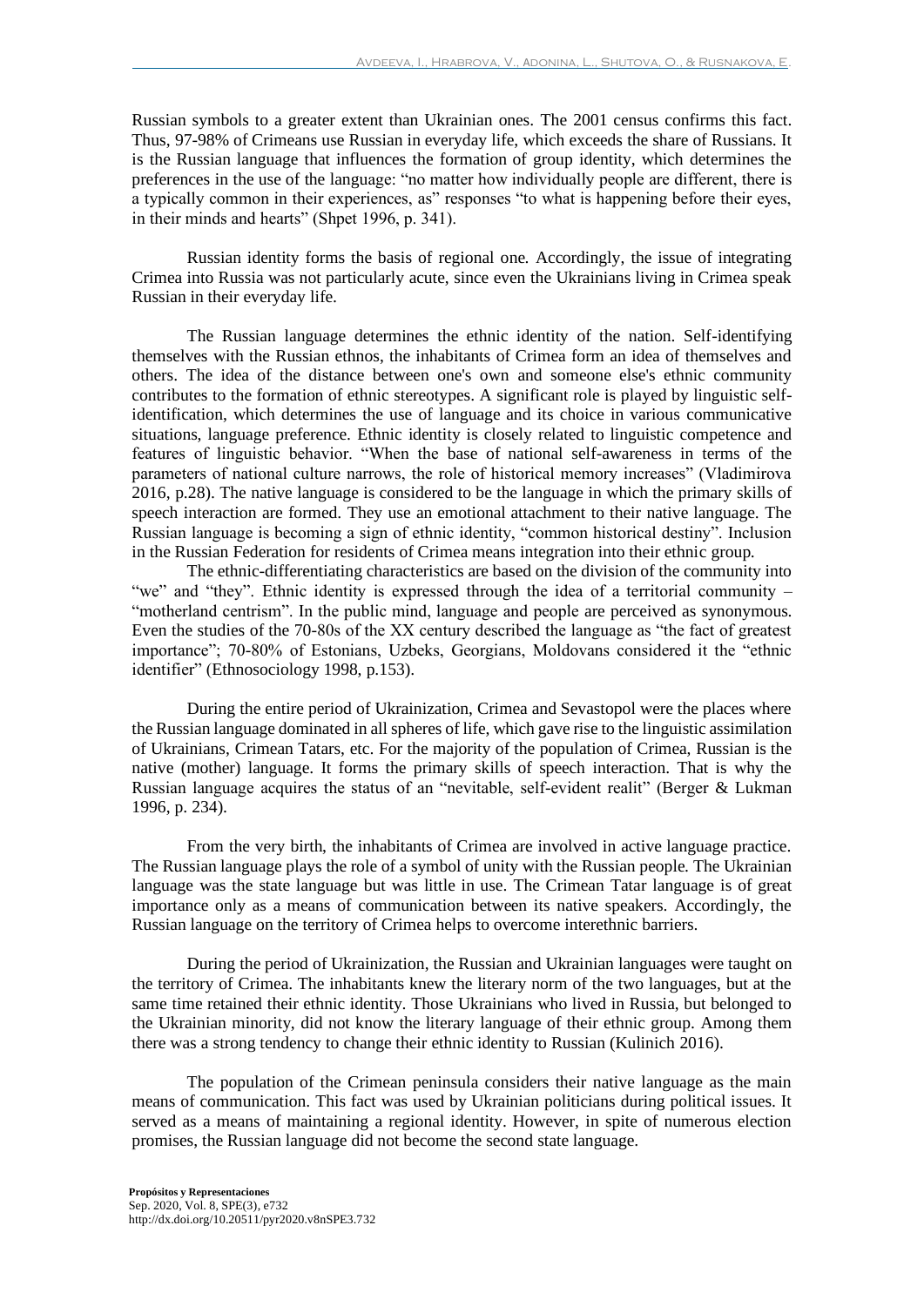Russian symbols to a greater extent than Ukrainian ones. The 2001 census confirms this fact. Thus, 97-98% of Crimeans use Russian in everyday life, which exceeds the share of Russians. It is the Russian language that influences the formation of group identity, which determines the preferences in the use of the language: "no matter how individually people are different, there is a typically common in their experiences, as" responses "to what is happening before their eyes, in their minds and hearts" (Shpet 1996, p. 341).

Russian identity forms the basis of regional one. Accordingly, the issue of integrating Crimea into Russia was not particularly acute, since even the Ukrainians living in Crimea speak Russian in their everyday life.

The Russian language determines the ethnic identity of the nation. Self-identifying themselves with the Russian ethnos, the inhabitants of Crimea form an idea of themselves and others. The idea of the distance between one's own and someone else's ethnic community contributes to the formation of ethnic stereotypes. A significant role is played by linguistic self-identification, which determines the use of language and its choice in various communicative situations, language preference. Ethnic identity is closely related to linguistic competence and features of linguistic behavior. "When the base of national self-awareness in terms of the parameters of national culture narrows, the role of historical memory increases" (Vladimirova 2016, p.28). The native language is considered to be the language in which the primary skills of speech interaction are formed. They use an emotional attachment to their native language. The Russian language is becoming a sign of ethnic identity, "common historical destiny". Inclusion in the Russian Federation for residents of Crimea means integration into their ethnic group.

The ethnic-differentiating characteristics are based on the division of the community into "we" and "they". Ethnic identity is expressed through the idea of a territorial community – "motherland centrism". In the public mind, language and people are perceived as synonymous. Even the studies of the 70-80s of the XX century described the language as "the fact of greatest importance"; 70-80% of Estonians, Uzbeks, Georgians, Moldovans considered it the "ethnic identifier" (Ethnosociology 1998, p.153).

During the entire period of Ukrainization, Crimea and Sevastopol were the places where the Russian language dominated in all spheres of life, which gave rise to the linguistic assimilation of Ukrainians, Crimean Tatars, etc. For the majority of the population of Crimea, Russian is the native (mother) language. It forms the primary skills of speech interaction. That is why the Russian language acquires the status of an "nevitable, self-evident realit" (Berger & Lukman 1996, p. 234).

From the very birth, the inhabitants of Crimea are involved in active language practice. The Russian language plays the role of a symbol of unity with the Russian people. The Ukrainian language was the state language but was little in use. The Crimean Tatar language is of great importance only as a means of communication between its native speakers. Accordingly, the Russian language on the territory of Crimea helps to overcome interethnic barriers.

During the period of Ukrainization, the Russian and Ukrainian languages were taught on the territory of Crimea. The inhabitants knew the literary norm of the two languages, but at the same time retained their ethnic identity. Those Ukrainians who lived in Russia, but belonged to the Ukrainian minority, did not know the literary language of their ethnic group. Among them there was a strong tendency to change their ethnic identity to Russian (Kulinich 2016).

The population of the Crimean peninsula considers their native language as the main means of communication. This fact was used by Ukrainian politicians during political issues. It served as a means of maintaining a regional identity. However, in spite of numerous election promises, the Russian language did not become the second state language.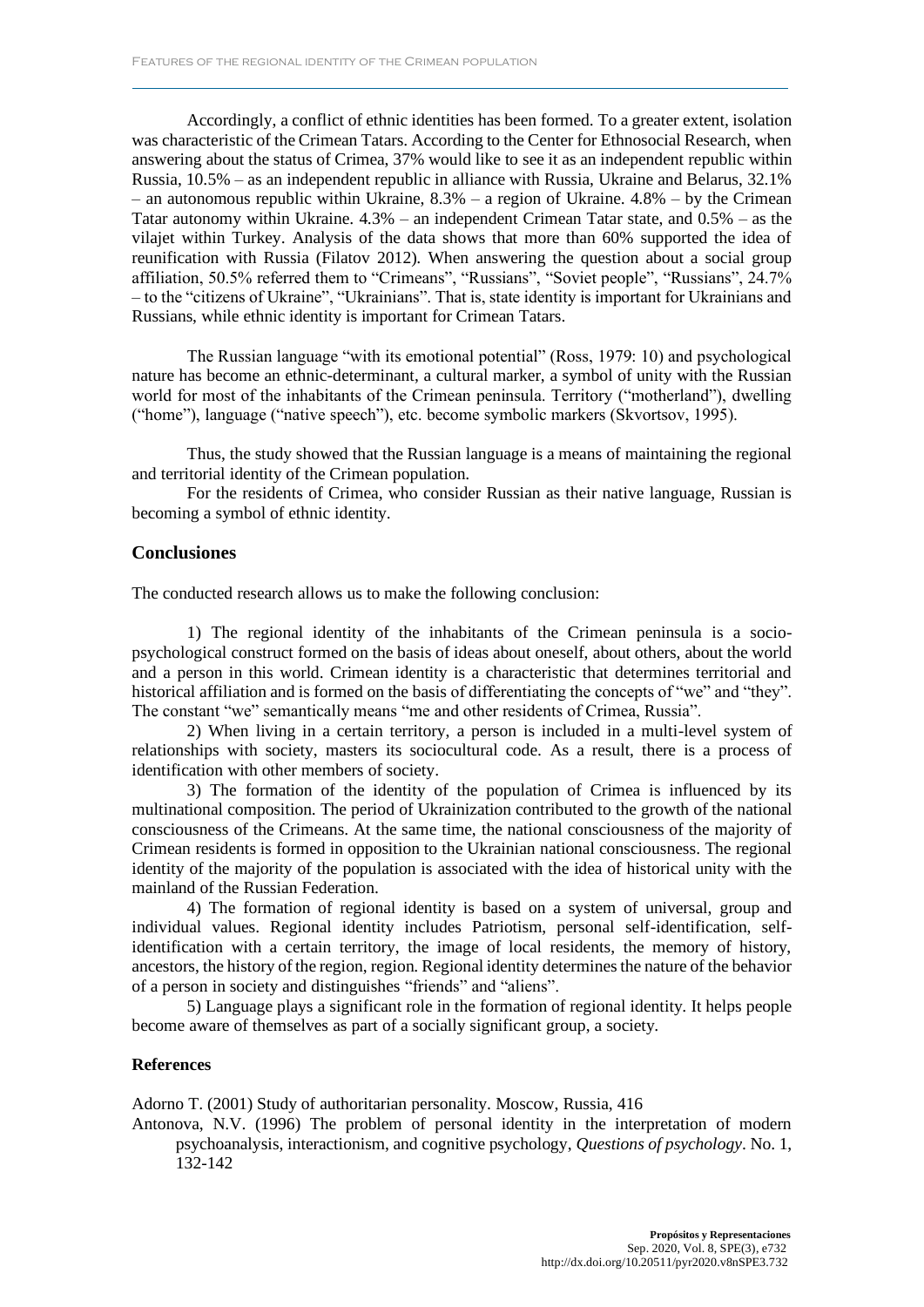Accordingly, a conflict of ethnic identities has been formed. To a greater extent, isolation was characteristic of the Crimean Tatars. According to the Center for Ethnosocial Research, when answering about the status of Crimea, 37% would like to see it as an independent republic within Russia, 10.5% – as an independent republic in alliance with Russia, Ukraine and Belarus, 32.1% – an autonomous republic within Ukraine, 8.3% – a region of Ukraine. 4.8% – by the Crimean Tatar autonomy within Ukraine. 4.3% – an independent Crimean Tatar state, and 0.5% – as the vilajet within Turkey. Analysis of the data shows that more than 60% supported the idea of reunification with Russia (Filatov 2012). When answering the question about a social group affiliation, 50.5% referred them to "Crimeans", "Russians", "Soviet people", "Russians", 24.7% – to the "citizens of Ukraine", "Ukrainians". That is, state identity is important for Ukrainians and Russians, while ethnic identity is important for Crimean Tatars.

The Russian language "with its emotional potential" (Ross, 1979: 10) and psychological nature has become an ethnic-determinant, a cultural marker, a symbol of unity with the Russian world for most of the inhabitants of the Crimean peninsula. Territory ("motherland"), dwelling ("home"), language ("native speech"), etc. become symbolic markers (Skvortsov, 1995).

Thus, the study showed that the Russian language is a means of maintaining the regional and territorial identity of the Crimean population.

For the residents of Crimea, who consider Russian as their native language, Russian is becoming a symbol of ethnic identity.

## Conclusiones

The conducted research allows us to make the following conclusion:

1) The regional identity of the inhabitants of the Crimean peninsula is a socio-psychological construct formed on the basis of ideas about oneself, about others, about the world and a person in this world. Crimean identity is a characteristic that determines territorial and historical affiliation and is formed on the basis of differentiating the concepts of "we" and "they". The constant "we" semantically means "me and other residents of Crimea, Russia".

2) When living in a certain territory, a person is included in a multi-level system of relationships with society, masters its sociocultural code. As a result, there is a process of identification with other members of society.

3) The formation of the identity of the population of Crimea is influenced by its multinational composition. The period of Ukrainization contributed to the growth of the national consciousness of the Crimeans. At the same time, the national consciousness of the majority of Crimean residents is formed in opposition to the Ukrainian national consciousness. The regional identity of the majority of the population is associated with the idea of historical unity with the mainland of the Russian Federation.

4) The formation of regional identity is based on a system of universal, group and individual values. Regional identity includes Patriotism, personal self-identification, self-identification with a certain territory, the image of local residents, the memory of history, ancestors, the history of the region, region. Regional identity determines the nature of the behavior of a person in society and distinguishes "friends" and "aliens".

5) Language plays a significant role in the formation of regional identity. It helps people become aware of themselves as part of a socially significant group, a society.

### References

Adorno T. (2001) Study of authoritarian personality. Moscow, Russia, 416

Antonova, N.V. (1996) The problem of personal identity in the interpretation of modern psychoanalysis, interactionism, and cognitive psychology, *Questions of psychology*. No. 1, 132-142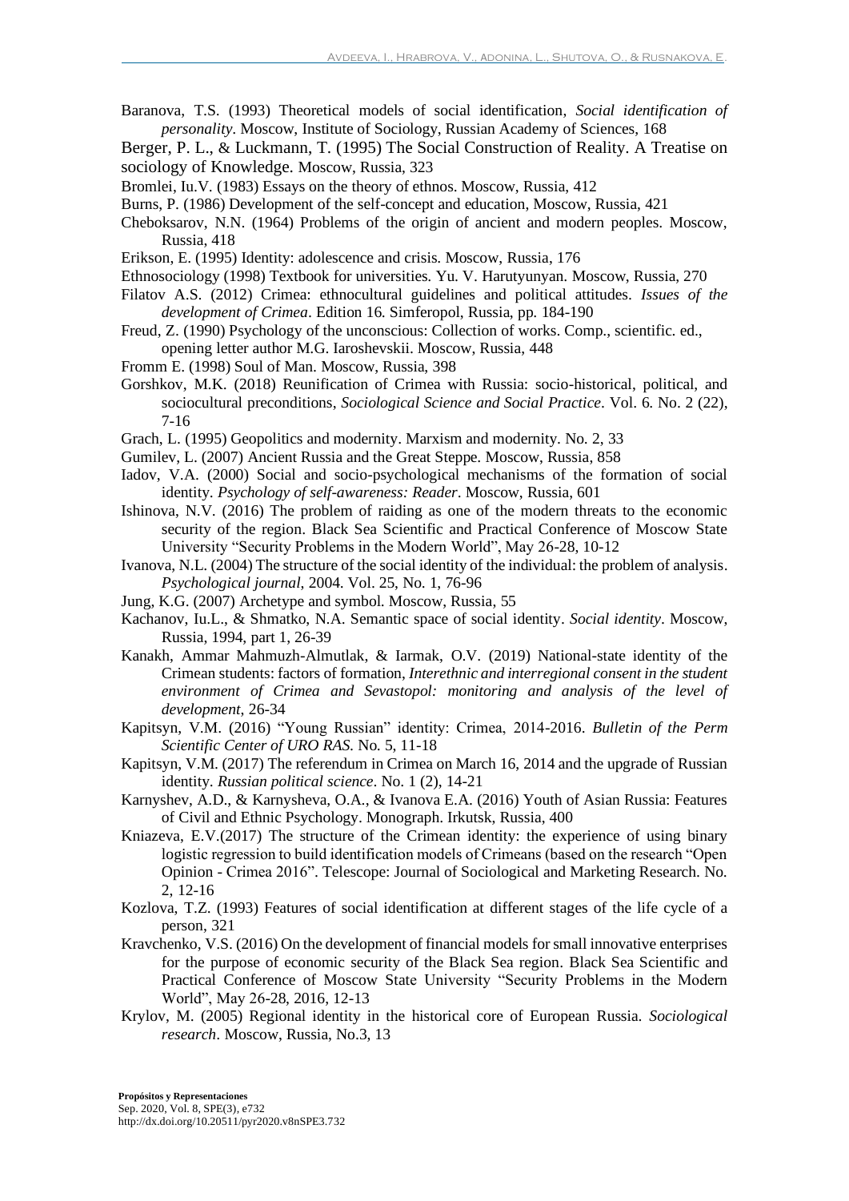Baranova, T.S. (1993) Theoretical models of social identification, *Social identification of personality*. Moscow, Institute of Sociology, Russian Academy of Sciences, 168

Berger, P. L., & Luckmann, T. (1995) The Social Construction of Reality. A Treatise on sociology of Knowledge. Moscow, Russia, 323

Bromlei, Iu.V. (1983) Essays on the theory of ethnos. Moscow, Russia, 412

Burns, P. (1986) Development of the self-concept and education, Moscow, Russia, 421

Cheboksarov, N.N. (1964) Problems of the origin of ancient and modern peoples. Moscow, Russia, 418

Erikson, E. (1995) Identity: adolescence and crisis. Moscow, Russia, 176

Ethnosociology (1998) Textbook for universities. Yu. V. Harutyunyan. Moscow, Russia, 270

Filatov A.S. (2012) Crimea: ethnocultural guidelines and political attitudes. *Issues of the development of Crimea*. Edition 16. Simferopol, Russia, pp. 184-190

Freud, Z. (1990) Psychology of the unconscious: Collection of works. Comp., scientific. ed., opening letter author M.G. Iaroshevskii. Moscow, Russia, 448

Fromm E. (1998) Soul of Man. Moscow, Russia, 398

Gorshkov, M.K. (2018) Reunification of Crimea with Russia: socio-historical, political, and sociocultural preconditions, *Sociological Science and Social Practice*. Vol. 6. No. 2 (22), 7-16

Grach, L. (1995) Geopolitics and modernity. Marxism and modernity. No. 2, 33

Gumilev, L. (2007) Ancient Russia and the Great Steppe. Moscow, Russia, 858

Iadov, V.A. (2000) Social and socio-psychological mechanisms of the formation of social identity. *Psychology of self-awareness: Reader*. Moscow, Russia, 601

Ishinova, N.V. (2016) The problem of raiding as one of the modern threats to the economic security of the region. Black Sea Scientific and Practical Conference of Moscow State University "Security Problems in the Modern World", May 26-28, 10-12

Ivanova, N.L. (2004) The structure of the social identity of the individual: the problem of analysis. *Psychological journal*, 2004. Vol. 25, No. 1, 76-96

Jung, K.G. (2007) Archetype and symbol. Moscow, Russia, 55

Kachanov, Iu.L., & Shmatko, N.A. Semantic space of social identity. *Social identity*. Moscow, Russia, 1994, part 1, 26-39

Kanakh, Ammar Mahmuzh-Almutlak, & Iarmak, O.V. (2019) National-state identity of the Crimean students: factors of formation, *Interethnic and interregional consent in the student environment of Crimea and Sevastopol: monitoring and analysis of the level of development*, 26-34

Kapitsyn, V.M. (2016) "Young Russian" identity: Crimea, 2014-2016. *Bulletin of the Perm Scientific Center of URO RAS.* No. 5, 11-18

Kapitsyn, V.M. (2017) The referendum in Crimea on March 16, 2014 and the upgrade of Russian identity. *Russian political science*. No. 1 (2), 14-21

Karnyshev, A.D., & Karnysheva, O.A., & Ivanova E.A. (2016) Youth of Asian Russia: Features of Civil and Ethnic Psychology. Monograph. Irkutsk, Russia, 400

Kniazeva, E.V.(2017) The structure of the Crimean identity: the experience of using binary logistic regression to build identification models of Crimeans (based on the research "Open Opinion - Crimea 2016". Telescope: Journal of Sociological and Marketing Research. No. 2, 12-16

Kozlova, T.Z. (1993) Features of social identification at different stages of the life cycle of a person, 321

Kravchenko, V.S. (2016) On the development of financial models for small innovative enterprises for the purpose of economic security of the Black Sea region. Black Sea Scientific and Practical Conference of Moscow State University "Security Problems in the Modern World", May 26-28, 2016, 12-13

Krylov, M. (2005) Regional identity in the historical core of European Russia. *Sociological research*. Moscow, Russia, No.3, 13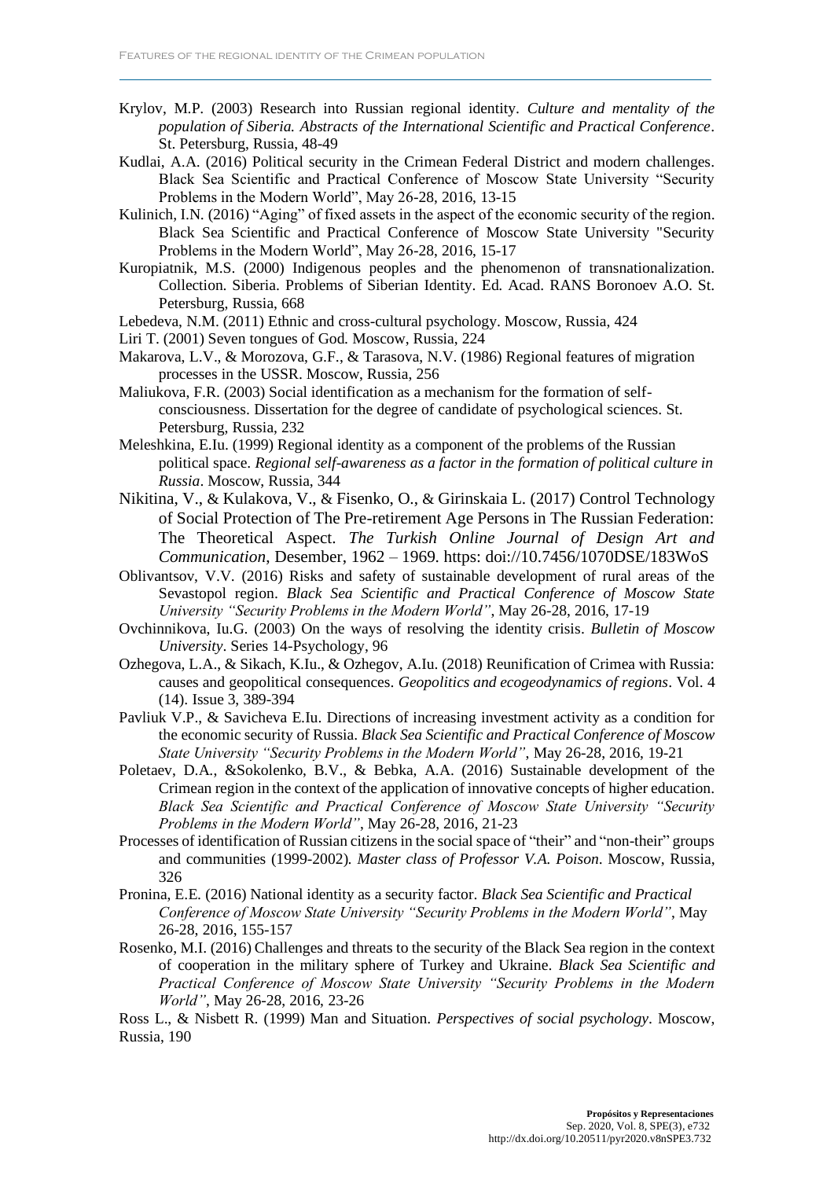Krylov, M.P. (2003) Research into Russian regional identity. *Culture and mentality of the population of Siberia. Abstracts of the International Scientific and Practical Conference*. St. Petersburg, Russia, 48-49

Kudlai, A.A. (2016) Political security in the Crimean Federal District and modern challenges. Black Sea Scientific and Practical Conference of Moscow State University "Security Problems in the Modern World", May 26-28, 2016, 13-15

Kulinich, I.N. (2016) "Aging" of fixed assets in the aspect of the economic security of the region. Black Sea Scientific and Practical Conference of Moscow State University "Security Problems in the Modern World", May 26-28, 2016, 15-17

Kuropiatnik, M.S. (2000) Indigenous peoples and the phenomenon of transnationalization. Collection. Siberia. Problems of Siberian Identity. Ed. Acad. RANS Boronoev A.O. St. Petersburg, Russia, 668

Lebedeva, N.M. (2011) Ethnic and cross-cultural psychology. Moscow, Russia, 424

Liri T. (2001) Seven tongues of God. Moscow, Russia, 224

Makarova, L.V., & Morozova, G.F., & Tarasova, N.V. (1986) Regional features of migration processes in the USSR. Moscow, Russia, 256

Maliukova, F.R. (2003) Social identification as a mechanism for the formation of self-consciousness. Dissertation for the degree of candidate of psychological sciences. St. Petersburg, Russia, 232

Meleshkina, E.Iu. (1999) Regional identity as a component of the problems of the Russian political space. *Regional self-awareness as a factor in the formation of political culture in Russia*. Moscow, Russia, 344

Nikitina, V., & Kulakova, V., & Fisenko, O., & Girinskaia L. (2017) Control Technology of Social Protection of The Pre-retirement Age Persons in The Russian Federation: The Theoretical Aspect. *The Turkish Online Journal of Design Art and Communication*, Desember, 1962 – 1969. https: doi://10.7456/1070DSE/183WoS

Oblivantsov, V.V. (2016) Risks and safety of sustainable development of rural areas of the Sevastopol region. *Black Sea Scientific and Practical Conference of Moscow State University "Security Problems in the Modern World"*, May 26-28, 2016, 17-19

Ovchinnikova, Iu.G. (2003) On the ways of resolving the identity crisis. *Bulletin of Moscow University*. Series 14-Psychology, 96

Ozhegova, L.A., & Sikach, K.Iu., & Ozhegov, A.Iu. (2018) Reunification of Crimea with Russia: causes and geopolitical consequences. *Geopolitics and ecogeodynamics of regions*. Vol. 4 (14). Issue 3, 389-394

Pavliuk V.P., & Savicheva E.Iu. Directions of increasing investment activity as a condition for the economic security of Russia. *Black Sea Scientific and Practical Conference of Moscow State University "Security Problems in the Modern World"*, May 26-28, 2016, 19-21

Poletaev, D.A., &Sokolenko, B.V., & Bebka, A.A. (2016) Sustainable development of the Crimean region in the context of the application of innovative concepts of higher education. *Black Sea Scientific and Practical Conference of Moscow State University "Security Problems in the Modern World"*, May 26-28, 2016, 21-23

Processes of identification of Russian citizens in the social space of "their" and "non-their" groups and communities (1999-2002). *Master class of Professor V.A. Poison*. Moscow, Russia, 326

Pronina, E.E. (2016) National identity as a security factor. *Black Sea Scientific and Practical Conference of Moscow State University "Security Problems in the Modern World"*, May 26-28, 2016, 155-157

Rosenko, M.I. (2016) Challenges and threats to the security of the Black Sea region in the context of cooperation in the military sphere of Turkey and Ukraine. *Black Sea Scientific and Practical Conference of Moscow State University "Security Problems in the Modern World"*, May 26-28, 2016, 23-26

Ross L., & Nisbett R. (1999) Man and Situation. *Perspectives of social psychology*. Moscow, Russia, 190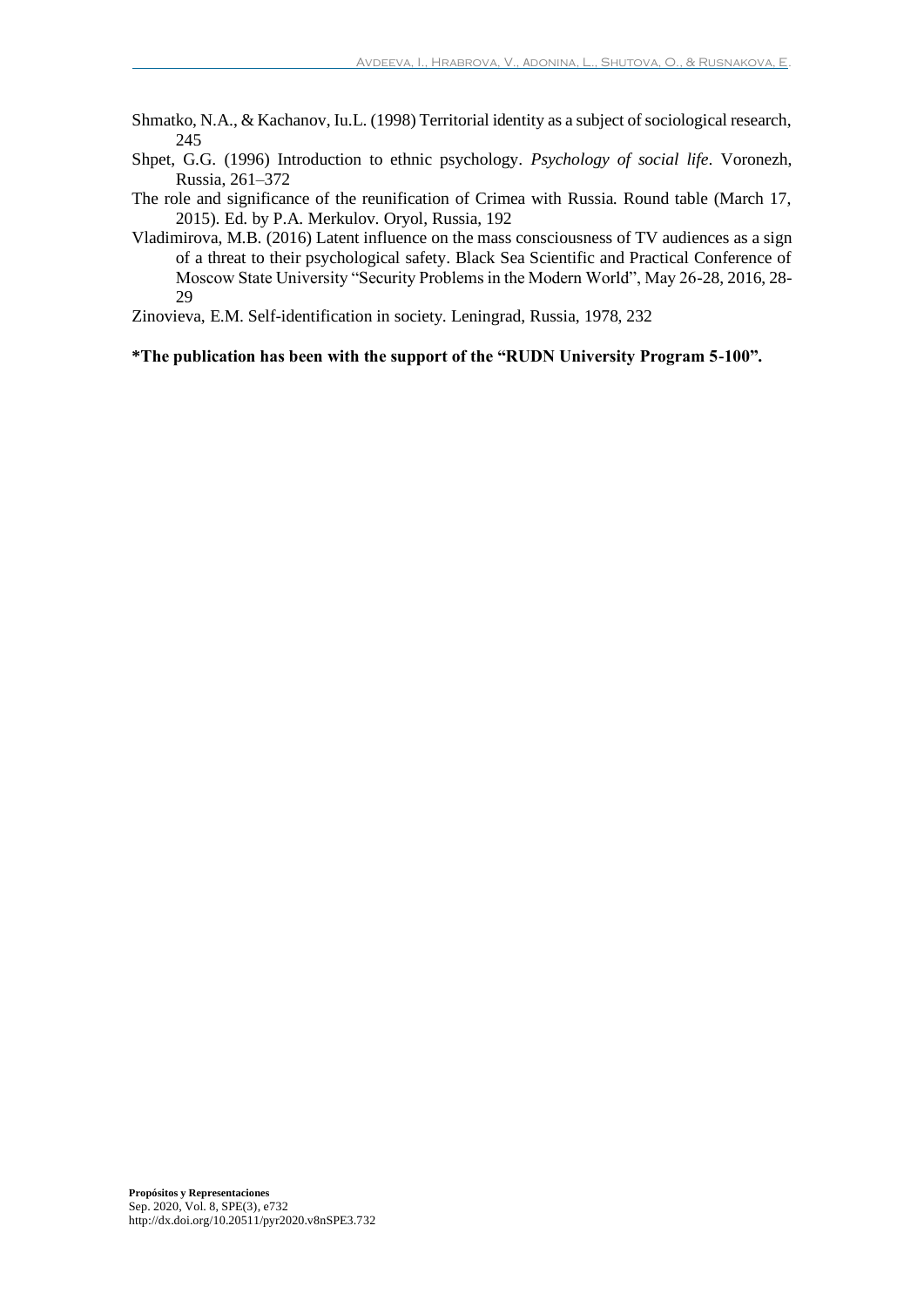Shmatko, N.A., & Kachanov, Iu.L. (1998) Territorial identity as a subject of sociological research, 245

Shpet, G.G. (1996) Introduction to ethnic psychology. *Psychology of social life*. Voronezh, Russia, 261–372

The role and significance of the reunification of Crimea with Russia. Round table (March 17, 2015). Ed. by P.A. Merkulov. Oryol, Russia, 192

Vladimirova, M.B. (2016) Latent influence on the mass consciousness of TV audiences as a sign of a threat to their psychological safety. Black Sea Scientific and Practical Conference of Moscow State University "Security Problems in the Modern World", May 26-28, 2016, 28-29

Zinovieva, E.M. Self-identification in society. Leningrad, Russia, 1978, 232

**\*The publication has been with the support of the "RUDN University Program 5-100".**